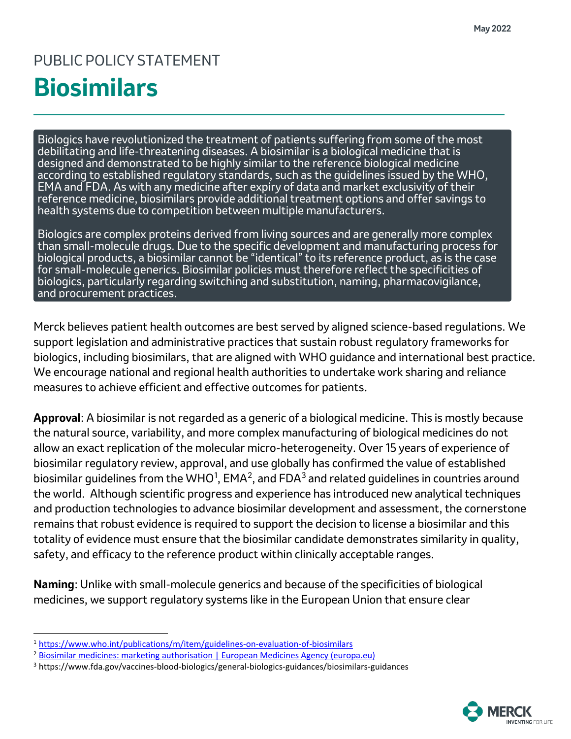May 2022

PUBLIC POLICY STATEMENT

# Biosimilars

Biologics have revolutionized the treatment of patients suffering from some of the most debilitating and life-threatening diseases. A biosimilar is a biological medicine that is designed and demonstrated to be highly similar to the reference biological medicine according to established regulatory standards, such as the guidelines issued by the WHO, EMA and FDA. As with any medicine after expiry of data and market exclusivity of their reference medicine, biosimilars provide additional treatment options and offer savings to health systems due to competition between multiple manufacturers.

Biologics are complex proteins derived from living sources and are generally more complex than small-molecule drugs. Due to the specific development and manufacturing process for biological products, a biosimilar cannot be "identical" to its reference product, as is the case for small-molecule generics. Biosimilar policies must therefore reflect the specificities of biologics, particularly regarding switching and substitution, naming, pharmacovigilance, and procurement practices.

Merck believes patient health outcomes are best served by aligned science-based regulations. We support legislation and administrative practices that sustain robust regulatory frameworks for biologics, including biosimilars, that are aligned with WHO guidance and international best practice. We encourage national and regional health authorities to undertake work sharing and reliance measures to achieve efficient and effective outcomes for patients.

**Approval**: A biosimilar is not regarded as a generic of a biological medicine. This is mostly because the natural source, variability, and more complex manufacturing of biological medicines do not allow an exact replication of the molecular micro-heterogeneity. Over 15 years of experience of biosimilar regulatory review, approval, and use globally has confirmed the value of established biosimilar guidelines from the WHO[1], EMA[2], and FDA[3] and related guidelines in countries around the world. Although scientific progress and experience has introduced new analytical techniques and production technologies to advance biosimilar development and assessment, the cornerstone remains that robust evidence is required to support the decision to license a biosimilar and this totality of evidence must ensure that the biosimilar candidate demonstrates similarity in quality, safety, and efficacy to the reference product within clinically acceptable ranges.

**Naming**: Unlike with small-molecule generics and because of the specificities of biological medicines, we support regulatory systems like in the European Union that ensure clear

[1] https://www.who.int/publications/m/item/guidelines-on-evaluation-of-biosimilars

[2] Biosimilar medicines: marketing authorisation | European Medicines Agency (europa.eu)

[3] https://www.fda.gov/vaccines-blood-biologics/general-biologics-guidances/biosimilars-guidances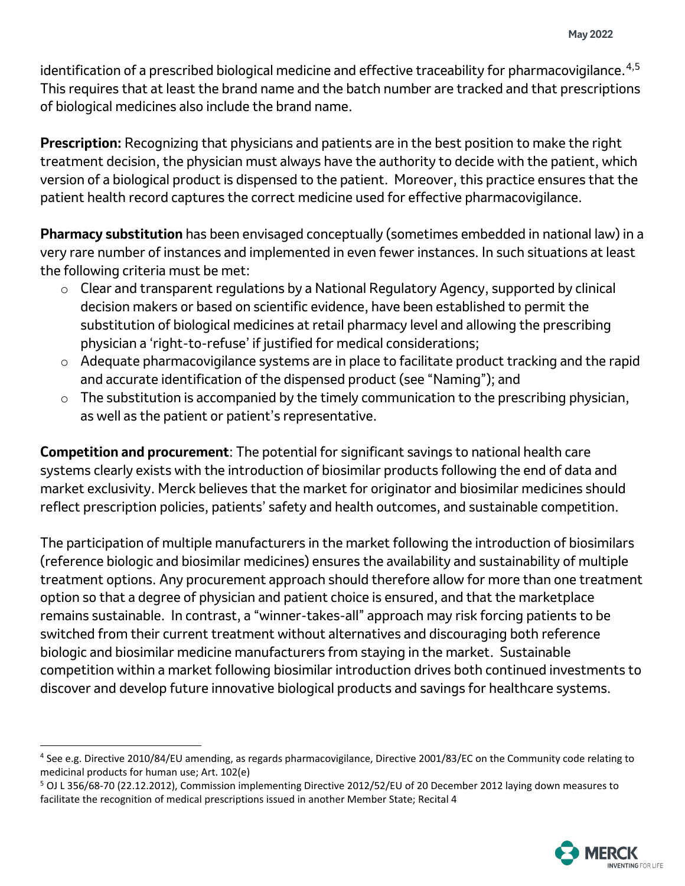identification of a prescribed biological medicine and effective traceability for pharmacovigilance.[4,5] This requires that at least the brand name and the batch number are tracked and that prescriptions of biological medicines also include the brand name.

**Prescription:** Recognizing that physicians and patients are in the best position to make the right treatment decision, the physician must always have the authority to decide with the patient, which version of a biological product is dispensed to the patient. Moreover, this practice ensures that the patient health record captures the correct medicine used for effective pharmacovigilance.

**Pharmacy substitution** has been envisaged conceptually (sometimes embedded in national law) in a very rare number of instances and implemented in even fewer instances. In such situations at least the following criteria must be met:

- Clear and transparent regulations by a National Regulatory Agency, supported by clinical decision makers or based on scientific evidence, have been established to permit the substitution of biological medicines at retail pharmacy level and allowing the prescribing physician a 'right-to-refuse' if justified for medical considerations;
- Adequate pharmacovigilance systems are in place to facilitate product tracking and the rapid and accurate identification of the dispensed product (see "Naming"); and
- The substitution is accompanied by the timely communication to the prescribing physician, as well as the patient or patient's representative.

**Competition and procurement**: The potential for significant savings to national health care systems clearly exists with the introduction of biosimilar products following the end of data and market exclusivity. Merck believes that the market for originator and biosimilar medicines should reflect prescription policies, patients' safety and health outcomes, and sustainable competition.

The participation of multiple manufacturers in the market following the introduction of biosimilars (reference biologic and biosimilar medicines) ensures the availability and sustainability of multiple treatment options. Any procurement approach should therefore allow for more than one treatment option so that a degree of physician and patient choice is ensured, and that the marketplace remains sustainable. In contrast, a "winner-takes-all" approach may risk forcing patients to be switched from their current treatment without alternatives and discouraging both reference biologic and biosimilar medicine manufacturers from staying in the market. Sustainable competition within a market following biosimilar introduction drives both continued investments to discover and develop future innovative biological products and savings for healthcare systems.

---

[4] See e.g. Directive 2010/84/EU amending, as regards pharmacovigilance, Directive 2001/83/EC on the Community code relating to medicinal products for human use; Art. 102(e)

[5] OJ L 356/68-70 (22.12.2012), Commission implementing Directive 2012/52/EU of 20 December 2012 laying down measures to facilitate the recognition of medical prescriptions issued in another Member State; Recital 4